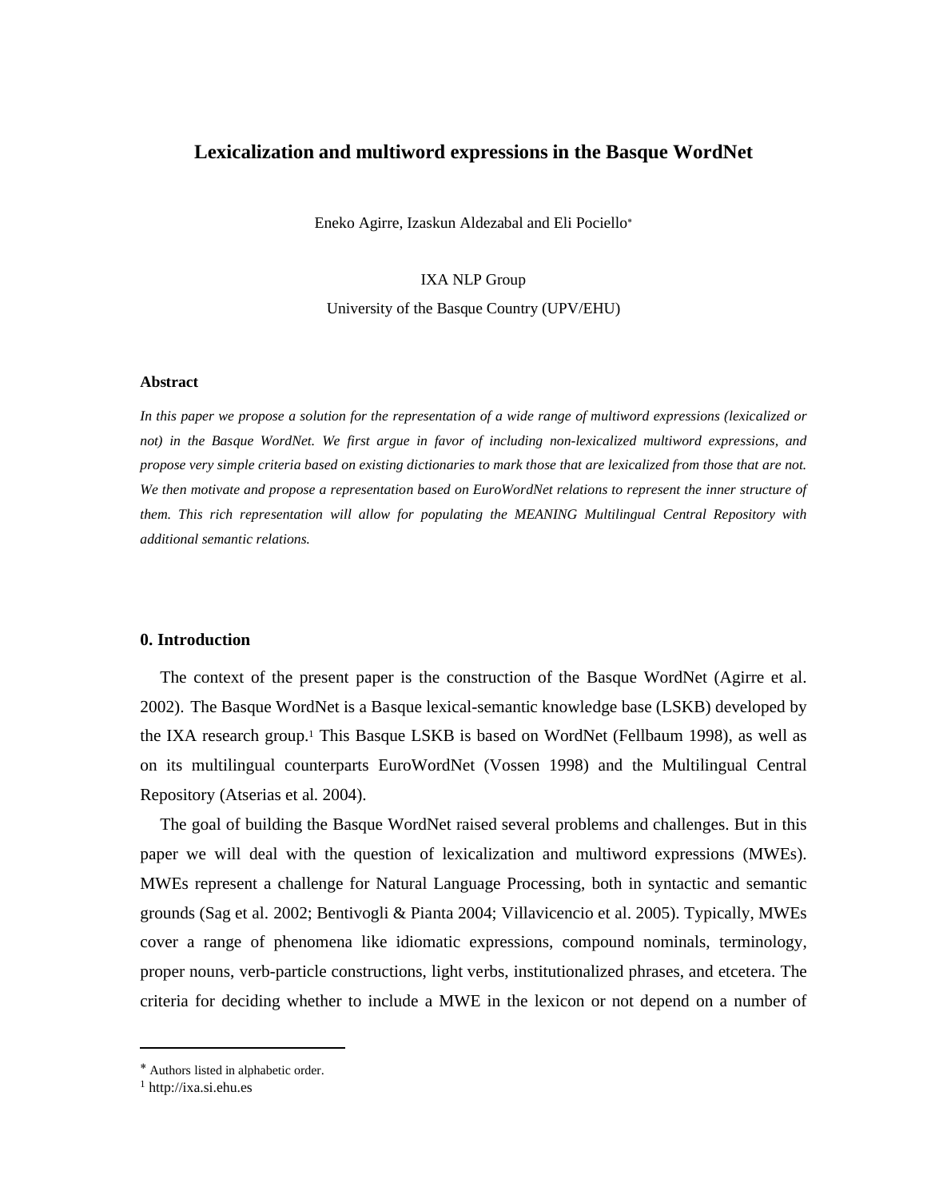# Lexicalization and multiword expressions in the Basque WordNet

Eneko Agirre, Izaskun Aldezabal and Eli Pociello[*]

IXA NLP Group

University of the Basque Country (UPV/EHU)

**Abstract**

*In this paper we propose a solution for the representation of a wide range of multiword expressions (lexicalized or not) in the Basque WordNet. We first argue in favor of including non-lexicalized multiword expressions, and propose very simple criteria based on existing dictionaries to mark those that are lexicalized from those that are not. We then motivate and propose a representation based on EuroWordNet relations to represent the inner structure of them. This rich representation will allow for populating the MEANING Multilingual Central Repository with additional semantic relations.*

## 0. Introduction

The context of the present paper is the construction of the Basque WordNet (Agirre et al. 2002). The Basque WordNet is a Basque lexical-semantic knowledge base (LSKB) developed by the IXA research group.[1] This Basque LSKB is based on WordNet (Fellbaum 1998), as well as on its multilingual counterparts EuroWordNet (Vossen 1998) and the Multilingual Central Repository (Atserias et al. 2004).

The goal of building the Basque WordNet raised several problems and challenges. But in this paper we will deal with the question of lexicalization and multiword expressions (MWEs). MWEs represent a challenge for Natural Language Processing, both in syntactic and semantic grounds (Sag et al. 2002; Bentivogli & Pianta 2004; Villavicencio et al. 2005). Typically, MWEs cover a range of phenomena like idiomatic expressions, compound nominals, terminology, proper nouns, verb-particle constructions, light verbs, institutionalized phrases, and etcetera. The criteria for deciding whether to include a MWE in the lexicon or not depend on a number of

[*] Authors listed in alphabetic order.

[1] http://ixa.si.ehu.es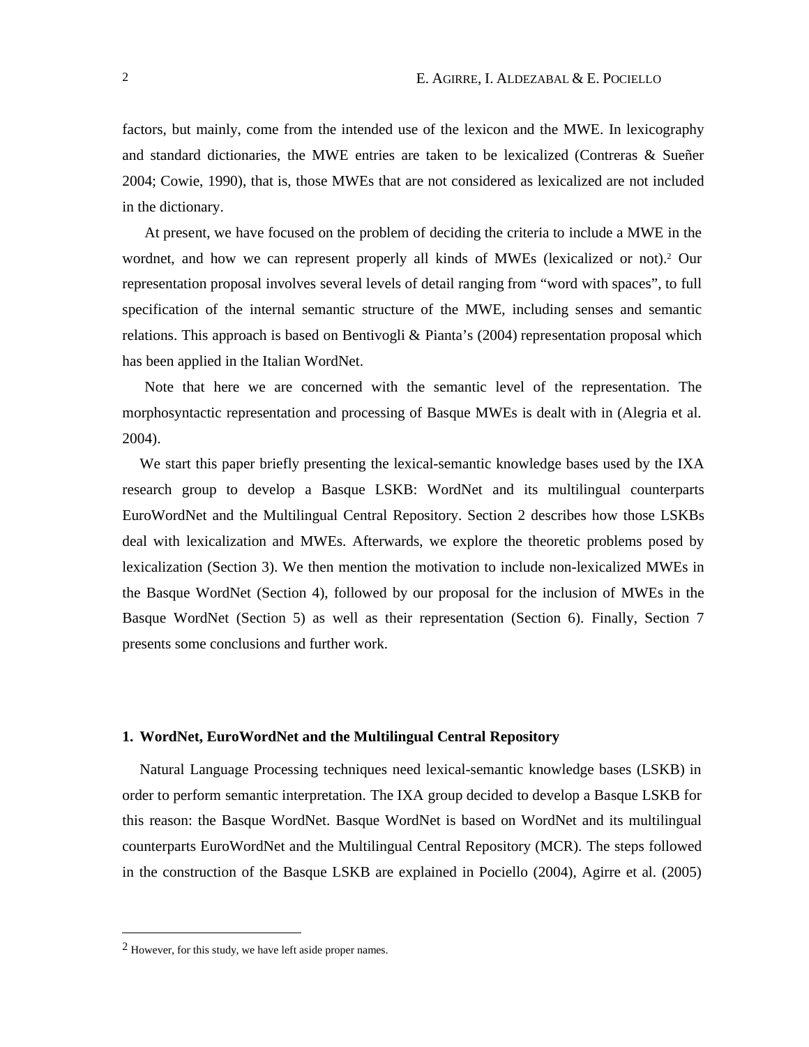factors, but mainly, come from the intended use of the lexicon and the MWE. In lexicography and standard dictionaries, the MWE entries are taken to be lexicalized (Contreras & Sueñer 2004; Cowie, 1990), that is, those MWEs that are not considered as lexicalized are not included in the dictionary.

At present, we have focused on the problem of deciding the criteria to include a MWE in the wordnet, and how we can represent properly all kinds of MWEs (lexicalized or not).[2] Our representation proposal involves several levels of detail ranging from "word with spaces", to full specification of the internal semantic structure of the MWE, including senses and semantic relations. This approach is based on Bentivogli & Pianta's (2004) representation proposal which has been applied in the Italian WordNet.

Note that here we are concerned with the semantic level of the representation. The morphosyntactic representation and processing of Basque MWEs is dealt with in (Alegria et al. 2004).

We start this paper briefly presenting the lexical-semantic knowledge bases used by the IXA research group to develop a Basque LSKB: WordNet and its multilingual counterparts EuroWordNet and the Multilingual Central Repository. Section 2 describes how those LSKBs deal with lexicalization and MWEs. Afterwards, we explore the theoretic problems posed by lexicalization (Section 3). We then mention the motivation to include non-lexicalized MWEs in the Basque WordNet (Section 4), followed by our proposal for the inclusion of MWEs in the Basque WordNet (Section 5) as well as their representation (Section 6). Finally, Section 7 presents some conclusions and further work.

## 1. WordNet, EuroWordNet and the Multilingual Central Repository

Natural Language Processing techniques need lexical-semantic knowledge bases (LSKB) in order to perform semantic interpretation. The IXA group decided to develop a Basque LSKB for this reason: the Basque WordNet. Basque WordNet is based on WordNet and its multilingual counterparts EuroWordNet and the Multilingual Central Repository (MCR). The steps followed in the construction of the Basque LSKB are explained in Pociello (2004), Agirre et al. (2005)

---

[2] However, for this study, we have left aside proper names.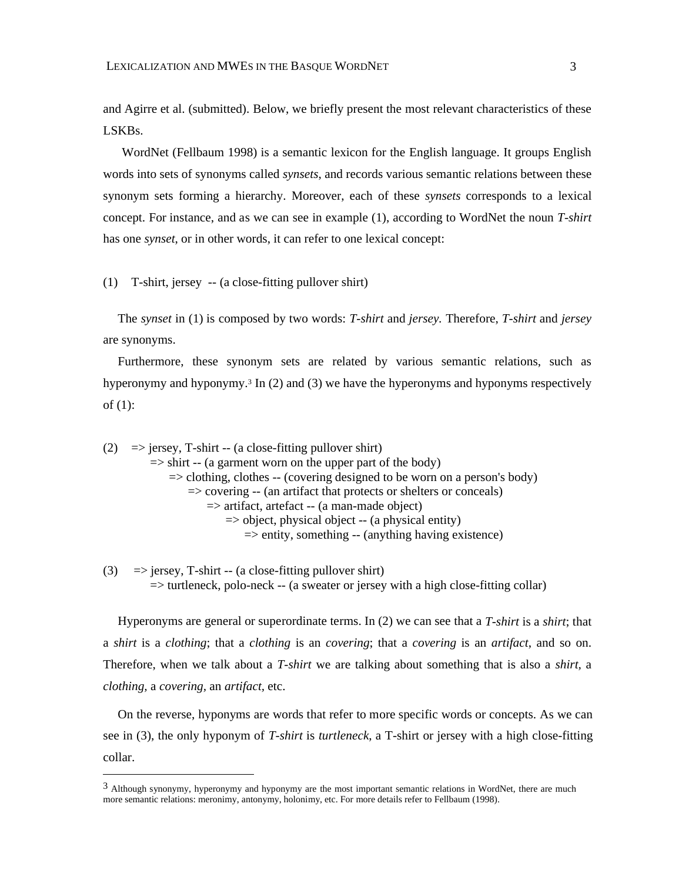and Agirre et al. (submitted). Below, we briefly present the most relevant characteristics of these LSKBs.

WordNet (Fellbaum 1998) is a semantic lexicon for the English language. It groups English words into sets of synonyms called *synsets*, and records various semantic relations between these synonym sets forming a hierarchy. Moreover, each of these *synsets* corresponds to a lexical concept. For instance, and as we can see in example (1), according to WordNet the noun *T-shirt* has one *synset*, or in other words, it can refer to one lexical concept:

(1) T-shirt, jersey -- (a close-fitting pullover shirt)

The *synset* in (1) is composed by two words: *T-shirt* and *jersey*. Therefore, *T-shirt* and *jersey* are synonyms.

Furthermore, these synonym sets are related by various semantic relations, such as hyperonymy and hyponymy.[3] In (2) and (3) we have the hyperonyms and hyponyms respectively of (1):

```
(2)  => jersey, T-shirt -- (a close-fitting pullover shirt)
       => shirt -- (a garment worn on the upper part of the body)
          => clothing, clothes -- (covering designed to be worn on a person's body)
             => covering -- (an artifact that protects or shelters or conceals)
                => artifact, artefact -- (a man-made object)
                   => object, physical object -- (a physical entity)
                      => entity, something -- (anything having existence)
```

```
(3)  => jersey, T-shirt -- (a close-fitting pullover shirt)
       => turtleneck, polo-neck -- (a sweater or jersey with a high close-fitting collar)
```

Hyperonyms are general or superordinate terms. In (2) we can see that a *T-shirt* is a *shirt*; that a *shirt* is a *clothing*; that a *clothing* is an *covering*; that a *covering* is an *artifact*, and so on. Therefore, when we talk about a *T-shirt* we are talking about something that is also a *shirt*, a *clothing*, a *covering*, an *artifact*, etc.

On the reverse, hyponyms are words that refer to more specific words or concepts. As we can see in (3), the only hyponym of *T-shirt* is *turtleneck*, a T-shirt or jersey with a high close-fitting collar.

---

[3] Although synonymy, hyperonymy and hyponymy are the most important semantic relations in WordNet, there are much more semantic relations: meronimy, antonymy, holonimy, etc. For more details refer to Fellbaum (1998).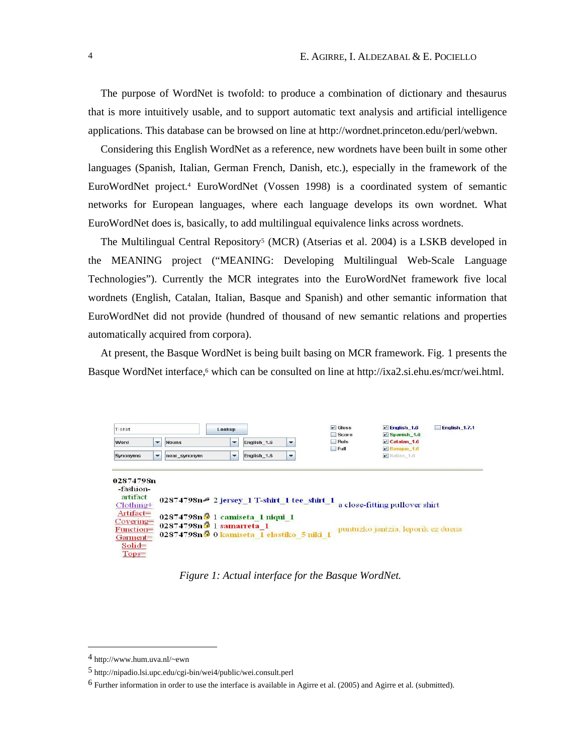The purpose of WordNet is twofold: to produce a combination of dictionary and thesaurus that is more intuitively usable, and to support automatic text analysis and artificial intelligence applications. This database can be browsed on line at http://wordnet.princeton.edu/perl/webwn.

Considering this English WordNet as a reference, new wordnets have been built in some other languages (Spanish, Italian, German French, Danish, etc.), especially in the framework of the EuroWordNet project.[4] EuroWordNet (Vossen 1998) is a coordinated system of semantic networks for European languages, where each language develops its own wordnet. What EuroWordNet does is, basically, to add multilingual equivalence links across wordnets.

The Multilingual Central Repository[5] (MCR) (Atserias et al. 2004) is a LSKB developed in the MEANING project ("MEANING: Developing Multilingual Web-Scale Language Technologies"). Currently the MCR integrates into the EuroWordNet framework five local wordnets (English, Catalan, Italian, Basque and Spanish) and other semantic information that EuroWordNet did not provide (hundred of thousand of new semantic relations and properties automatically acquired from corpora).

At present, the Basque WordNet is being built basing on MCR framework. Fig. 1 presents the Basque WordNet interface,[6] which can be consulted on line at http://ixa2.si.ehu.es/mcr/wei.html.

*Figure 1: Actual interface for the Basque WordNet.*

---

4 http://www.hum.uva.nl/~ewn

5 http://nipadio.lsi.upc.edu/cgi-bin/wei4/public/wei.consult.perl

6 Further information in order to use the interface is available in Agirre et al. (2005) and Agirre et al. (submitted).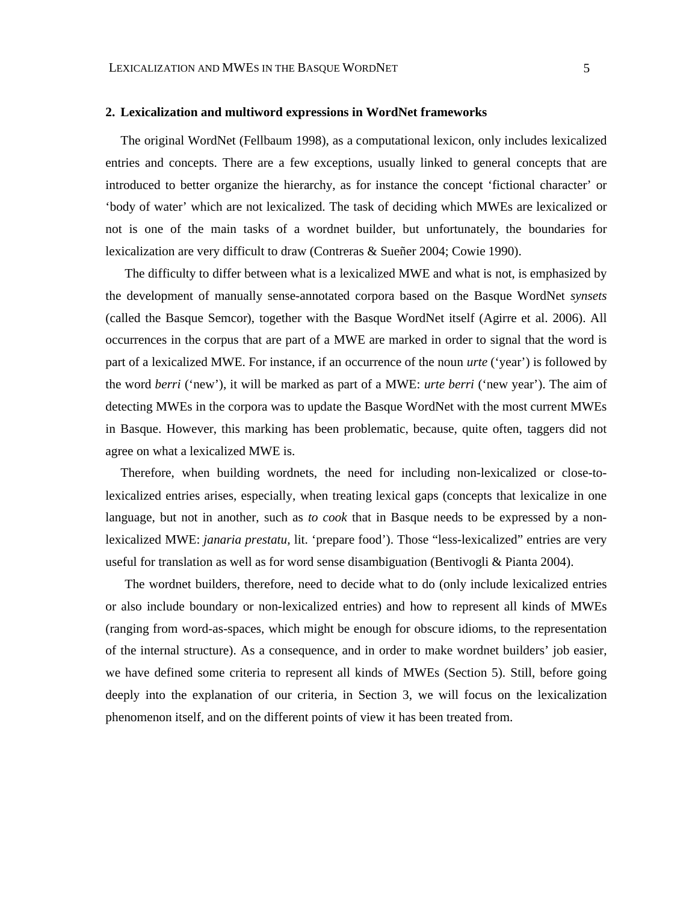## 2. Lexicalization and multiword expressions in WordNet frameworks

The original WordNet (Fellbaum 1998), as a computational lexicon, only includes lexicalized entries and concepts. There are a few exceptions, usually linked to general concepts that are introduced to better organize the hierarchy, as for instance the concept 'fictional character' or 'body of water' which are not lexicalized. The task of deciding which MWEs are lexicalized or not is one of the main tasks of a wordnet builder, but unfortunately, the boundaries for lexicalization are very difficult to draw (Contreras & Sueñer 2004; Cowie 1990).

The difficulty to differ between what is a lexicalized MWE and what is not, is emphasized by the development of manually sense-annotated corpora based on the Basque WordNet *synsets* (called the Basque Semcor), together with the Basque WordNet itself (Agirre et al. 2006). All occurrences in the corpus that are part of a MWE are marked in order to signal that the word is part of a lexicalized MWE. For instance, if an occurrence of the noun *urte* ('year') is followed by the word *berri* ('new'), it will be marked as part of a MWE: *urte berri* ('new year'). The aim of detecting MWEs in the corpora was to update the Basque WordNet with the most current MWEs in Basque. However, this marking has been problematic, because, quite often, taggers did not agree on what a lexicalized MWE is.

Therefore, when building wordnets, the need for including non-lexicalized or close-to-lexicalized entries arises, especially, when treating lexical gaps (concepts that lexicalize in one language, but not in another, such as *to cook* that in Basque needs to be expressed by a non-lexicalized MWE: *janaria prestatu,* lit. 'prepare food'). Those "less-lexicalized" entries are very useful for translation as well as for word sense disambiguation (Bentivogli & Pianta 2004).

The wordnet builders, therefore, need to decide what to do (only include lexicalized entries or also include boundary or non-lexicalized entries) and how to represent all kinds of MWEs (ranging from word-as-spaces, which might be enough for obscure idioms, to the representation of the internal structure). As a consequence, and in order to make wordnet builders' job easier, we have defined some criteria to represent all kinds of MWEs (Section 5). Still, before going deeply into the explanation of our criteria, in Section 3, we will focus on the lexicalization phenomenon itself, and on the different points of view it has been treated from.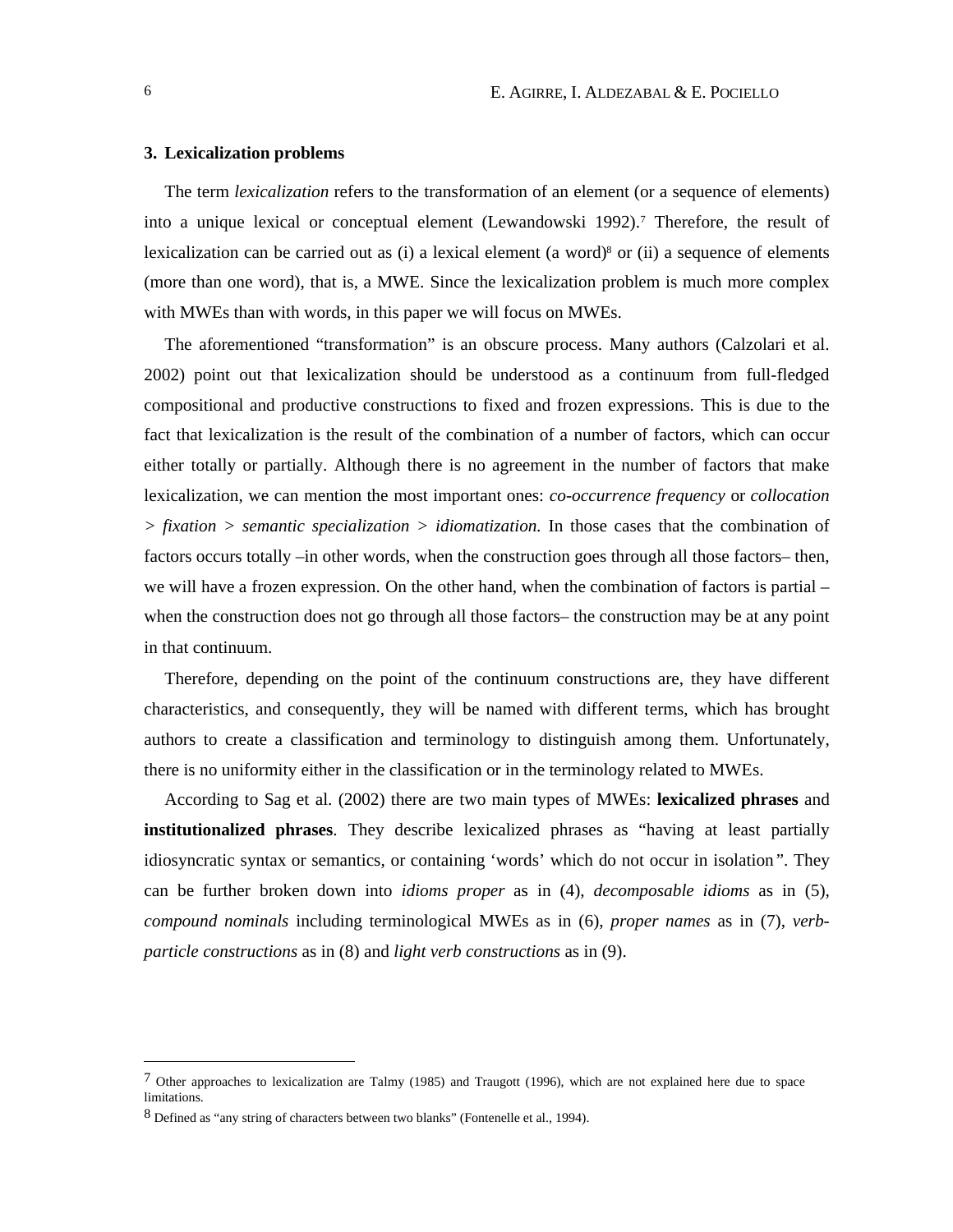## 3. Lexicalization problems

The term *lexicalization* refers to the transformation of an element (or a sequence of elements) into a unique lexical or conceptual element (Lewandowski 1992).[7] Therefore, the result of lexicalization can be carried out as (i) a lexical element (a word)[8] or (ii) a sequence of elements (more than one word), that is, a MWE. Since the lexicalization problem is much more complex with MWEs than with words, in this paper we will focus on MWEs.

The aforementioned "transformation" is an obscure process. Many authors (Calzolari et al. 2002) point out that lexicalization should be understood as a continuum from full-fledged compositional and productive constructions to fixed and frozen expressions. This is due to the fact that lexicalization is the result of the combination of a number of factors, which can occur either totally or partially. Although there is no agreement in the number of factors that make lexicalization, we can mention the most important ones: *co-occurrence frequency* or *collocation > fixation > semantic specialization > idiomatization.* In those cases that the combination of factors occurs totally –in other words, when the construction goes through all those factors– then, we will have a frozen expression. On the other hand, when the combination of factors is partial –when the construction does not go through all those factors– the construction may be at any point in that continuum.

Therefore, depending on the point of the continuum constructions are, they have different characteristics, and consequently, they will be named with different terms, which has brought authors to create a classification and terminology to distinguish among them. Unfortunately, there is no uniformity either in the classification or in the terminology related to MWEs.

According to Sag et al. (2002) there are two main types of MWEs: **lexicalized phrases** and **institutionalized phrases**. They describe lexicalized phrases as "having at least partially idiosyncratic syntax or semantics, or containing 'words' which do not occur in isolation". They can be further broken down into *idioms proper* as in (4), *decomposable idioms* as in (5), *compound nominals* including terminological MWEs as in (6), *proper names* as in (7), *verb-particle constructions* as in (8) and *light verb constructions* as in (9).

---

[7] Other approaches to lexicalization are Talmy (1985) and Traugott (1996), which are not explained here due to space limitations.

[8] Defined as "any string of characters between two blanks" (Fontenelle et al., 1994).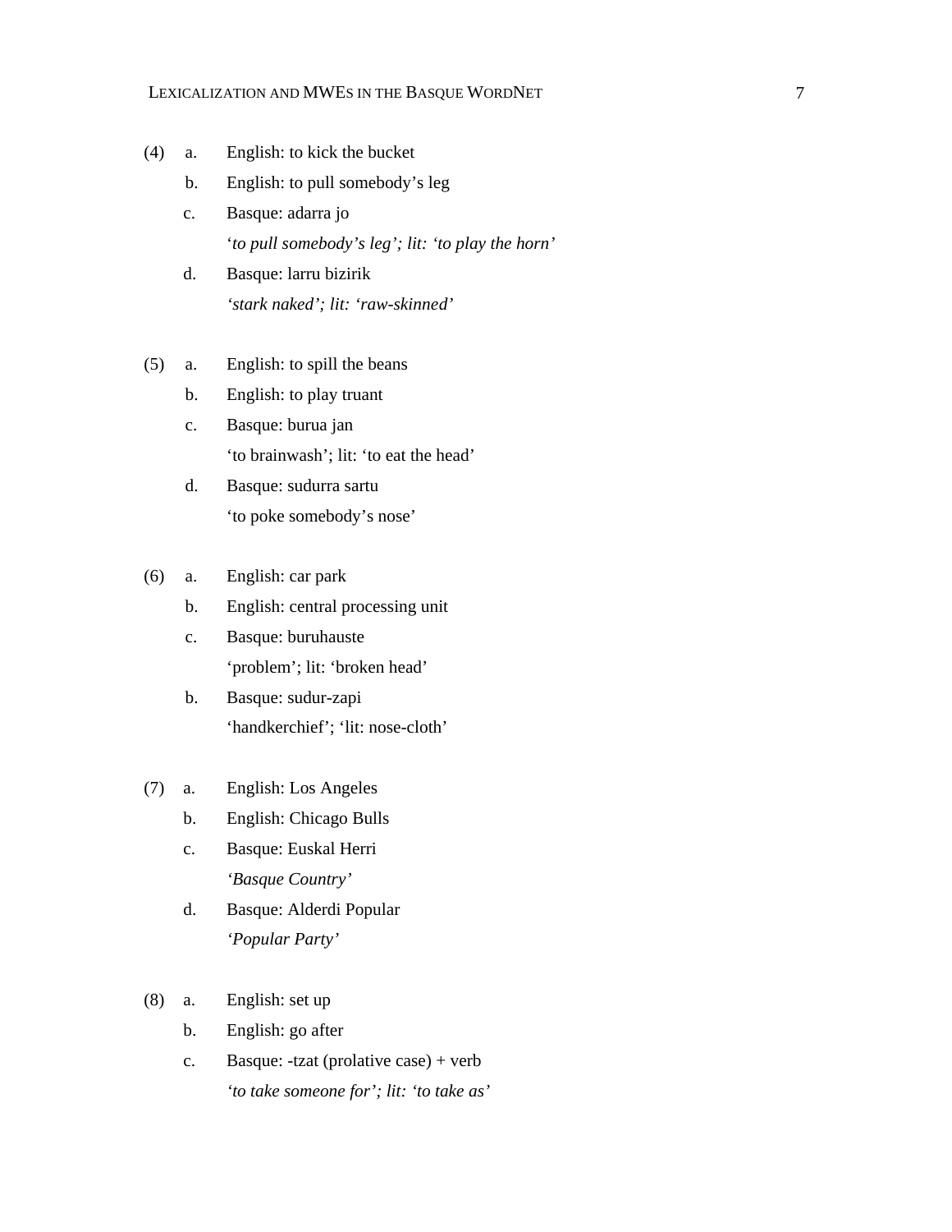(4) a. English: to kick the bucket

b. English: to pull somebody's leg

c. Basque: adarra jo

*'to pull somebody's leg'; lit: 'to play the horn'*

d. Basque: larru bizirik

*'stark naked'; lit: 'raw-skinned'*

(5) a. English: to spill the beans

b. English: to play truant

c. Basque: burua jan

'to brainwash'; lit: 'to eat the head'

d. Basque: sudurra sartu

'to poke somebody's nose'

(6) a. English: car park

b. English: central processing unit

c. Basque: buruhauste

'problem'; lit: 'broken head'

b. Basque: sudur-zapi

'handkerchief'; 'lit: nose-cloth'

(7) a. English: Los Angeles

b. English: Chicago Bulls

c. Basque: Euskal Herri

*'Basque Country'*

d. Basque: Alderdi Popular

*'Popular Party'*

(8) a. English: set up

b. English: go after

c. Basque: -tzat (prolative case) + verb

*'to take someone for'; lit: 'to take as'*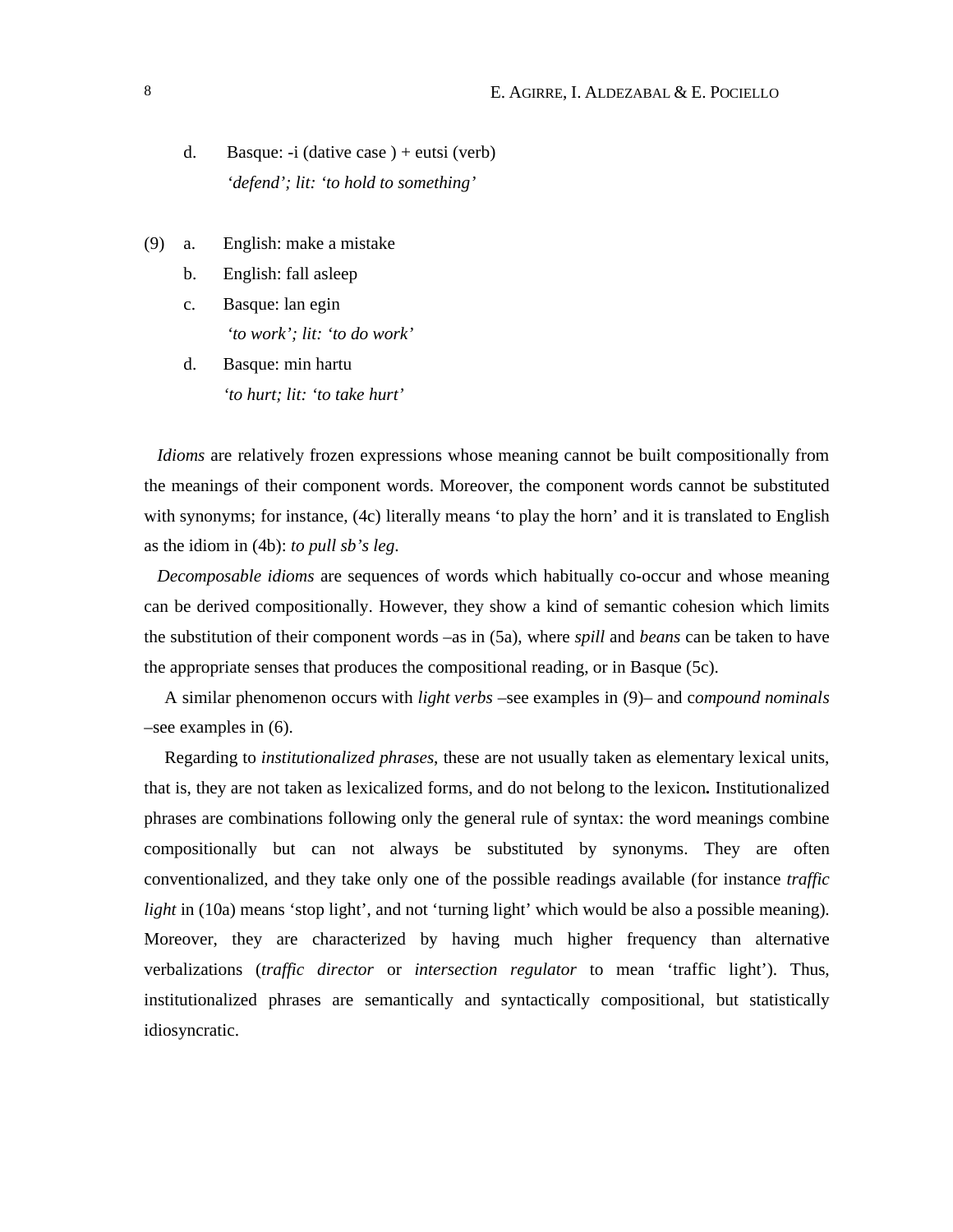d. Basque: -i (dative case ) + eutsi (verb)
*'defend'; lit: 'to hold to something'*

(9) a. English: make a mistake

b. English: fall asleep

c. Basque: lan egin
*'to work'; lit: 'to do work'*

d. Basque: min hartu
*'to hurt; lit: 'to take hurt'*

*Idioms* are relatively frozen expressions whose meaning cannot be built compositionally from the meanings of their component words. Moreover, the component words cannot be substituted with synonyms; for instance, (4c) literally means 'to play the horn' and it is translated to English as the idiom in (4b): *to pull sb's leg*.

*Decomposable idioms* are sequences of words which habitually co-occur and whose meaning can be derived compositionally. However, they show a kind of semantic cohesion which limits the substitution of their component words –as in (5a), where *spill* and *beans* can be taken to have the appropriate senses that produces the compositional reading, or in Basque (5c).

A similar phenomenon occurs with *light verbs* –see examples in (9)– and c*ompound nominals* –see examples in (6).

Regarding to *institutionalized phrases*, these are not usually taken as elementary lexical units, that is, they are not taken as lexicalized forms, and do not belong to the lexicon**.** Institutionalized phrases are combinations following only the general rule of syntax: the word meanings combine compositionally but can not always be substituted by synonyms. They are often conventionalized, and they take only one of the possible readings available (for instance *traffic light* in (10a) means 'stop light', and not 'turning light' which would be also a possible meaning). Moreover, they are characterized by having much higher frequency than alternative verbalizations (*traffic director* or *intersection regulator* to mean 'traffic light'). Thus, institutionalized phrases are semantically and syntactically compositional, but statistically idiosyncratic.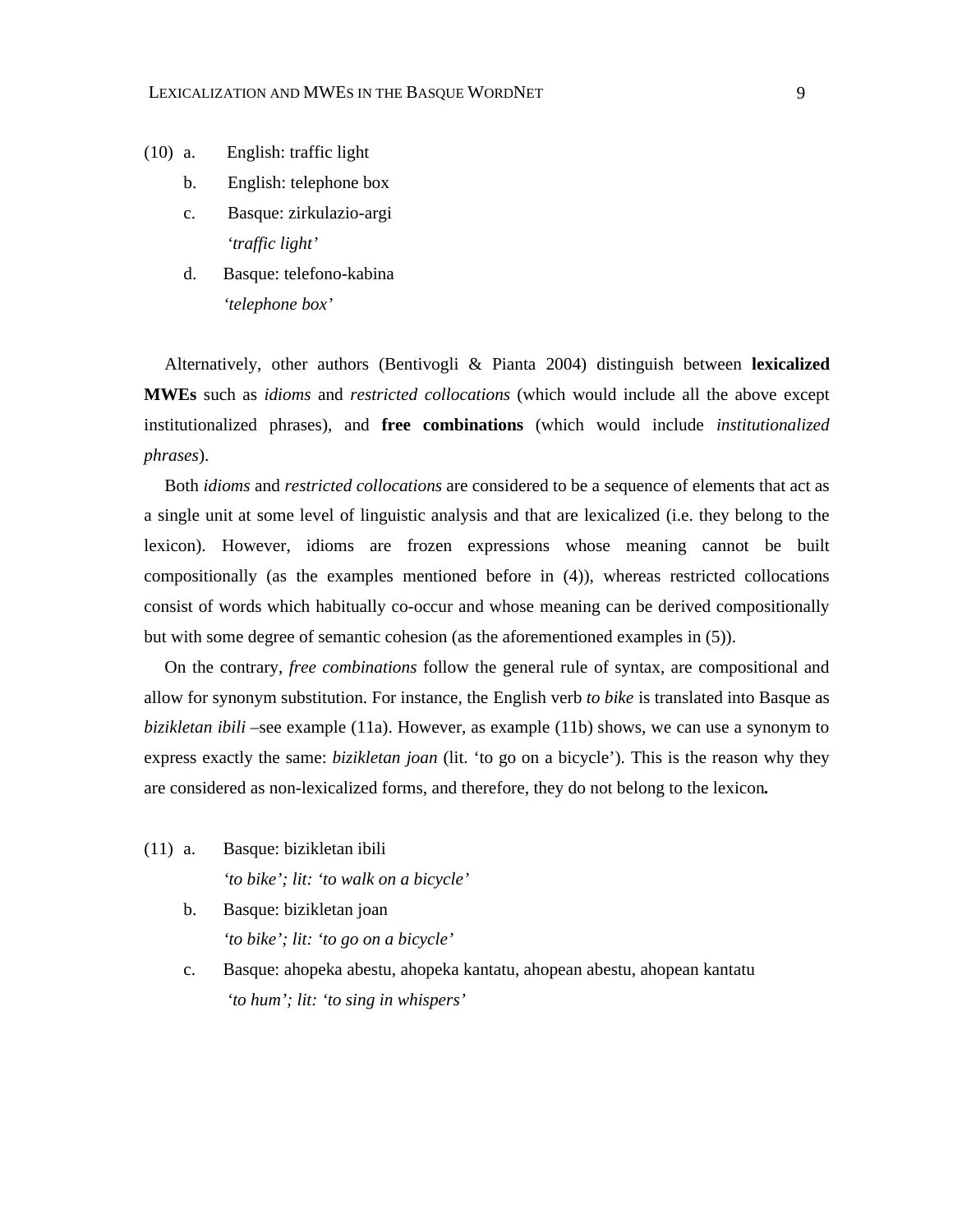(10) a. English: traffic light

b. English: telephone box

c. Basque: zirkulazio-argi
*'traffic light'*

d. Basque: telefono-kabina
*'telephone box'*

Alternatively, other authors (Bentivogli & Pianta 2004) distinguish between **lexicalized MWEs** such as *idioms* and *restricted collocations* (which would include all the above except institutionalized phrases), and **free combinations** (which would include *institutionalized phrases*).

Both *idioms* and *restricted collocations* are considered to be a sequence of elements that act as a single unit at some level of linguistic analysis and that are lexicalized (i.e. they belong to the lexicon). However, idioms are frozen expressions whose meaning cannot be built compositionally (as the examples mentioned before in (4)), whereas restricted collocations consist of words which habitually co-occur and whose meaning can be derived compositionally but with some degree of semantic cohesion (as the aforementioned examples in (5)).

On the contrary, *free combinations* follow the general rule of syntax, are compositional and allow for synonym substitution. For instance, the English verb *to bike* is translated into Basque as *bizikletan ibili* –see example (11a). However, as example (11b) shows, we can use a synonym to express exactly the same: *bizikletan joan* (lit. 'to go on a bicycle'). This is the reason why they are considered as non-lexicalized forms, and therefore, they do not belong to the lexicon**.**

(11) a. Basque: bizikletan ibili
*'to bike'; lit: 'to walk on a bicycle'*

b. Basque: bizikletan joan
*'to bike'; lit: 'to go on a bicycle'*

c. Basque: ahopeka abestu, ahopeka kantatu, ahopean abestu, ahopean kantatu
*'to hum'; lit: 'to sing in whispers'*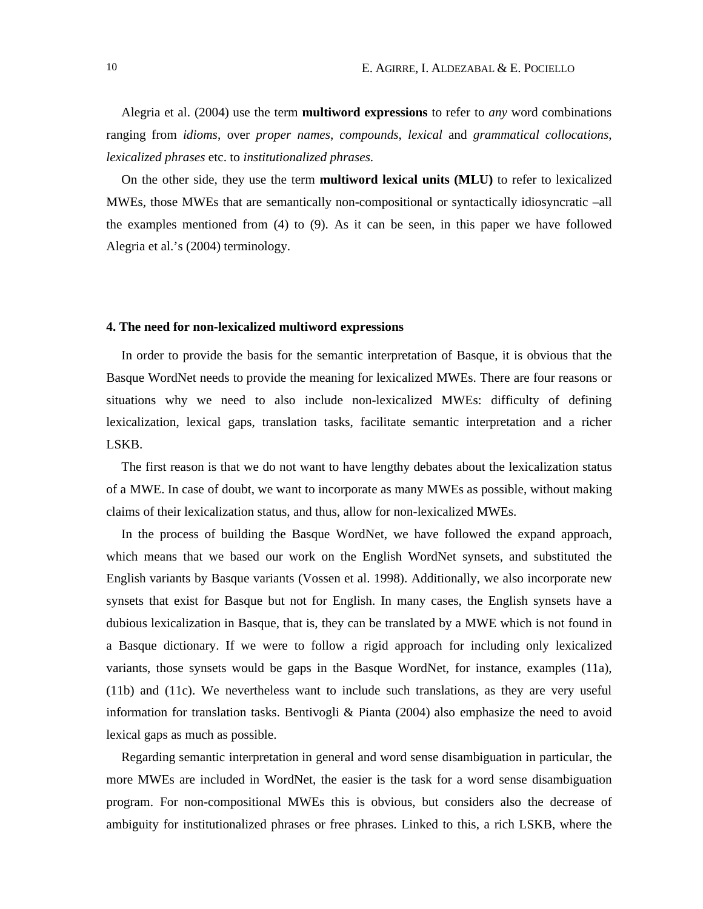Alegria et al. (2004) use the term **multiword expressions** to refer to *any* word combinations ranging from *idioms*, over *proper names*, *compounds*, *lexical* and *grammatical collocations*, *lexicalized phrases* etc. to *institutionalized phrases*.

On the other side, they use the term **multiword lexical units (MLU)** to refer to lexicalized MWEs, those MWEs that are semantically non-compositional or syntactically idiosyncratic –all the examples mentioned from (4) to (9). As it can be seen, in this paper we have followed Alegria et al.'s (2004) terminology.

## 4. The need for non-lexicalized multiword expressions

In order to provide the basis for the semantic interpretation of Basque, it is obvious that the Basque WordNet needs to provide the meaning for lexicalized MWEs. There are four reasons or situations why we need to also include non-lexicalized MWEs: difficulty of defining lexicalization, lexical gaps, translation tasks, facilitate semantic interpretation and a richer LSKB.

The first reason is that we do not want to have lengthy debates about the lexicalization status of a MWE. In case of doubt, we want to incorporate as many MWEs as possible, without making claims of their lexicalization status, and thus, allow for non-lexicalized MWEs.

In the process of building the Basque WordNet, we have followed the expand approach, which means that we based our work on the English WordNet synsets, and substituted the English variants by Basque variants (Vossen et al. 1998). Additionally, we also incorporate new synsets that exist for Basque but not for English. In many cases, the English synsets have a dubious lexicalization in Basque, that is, they can be translated by a MWE which is not found in a Basque dictionary. If we were to follow a rigid approach for including only lexicalized variants, those synsets would be gaps in the Basque WordNet, for instance, examples (11a), (11b) and (11c). We nevertheless want to include such translations, as they are very useful information for translation tasks. Bentivogli & Pianta (2004) also emphasize the need to avoid lexical gaps as much as possible.

Regarding semantic interpretation in general and word sense disambiguation in particular, the more MWEs are included in WordNet, the easier is the task for a word sense disambiguation program. For non-compositional MWEs this is obvious, but considers also the decrease of ambiguity for institutionalized phrases or free phrases. Linked to this, a rich LSKB, where the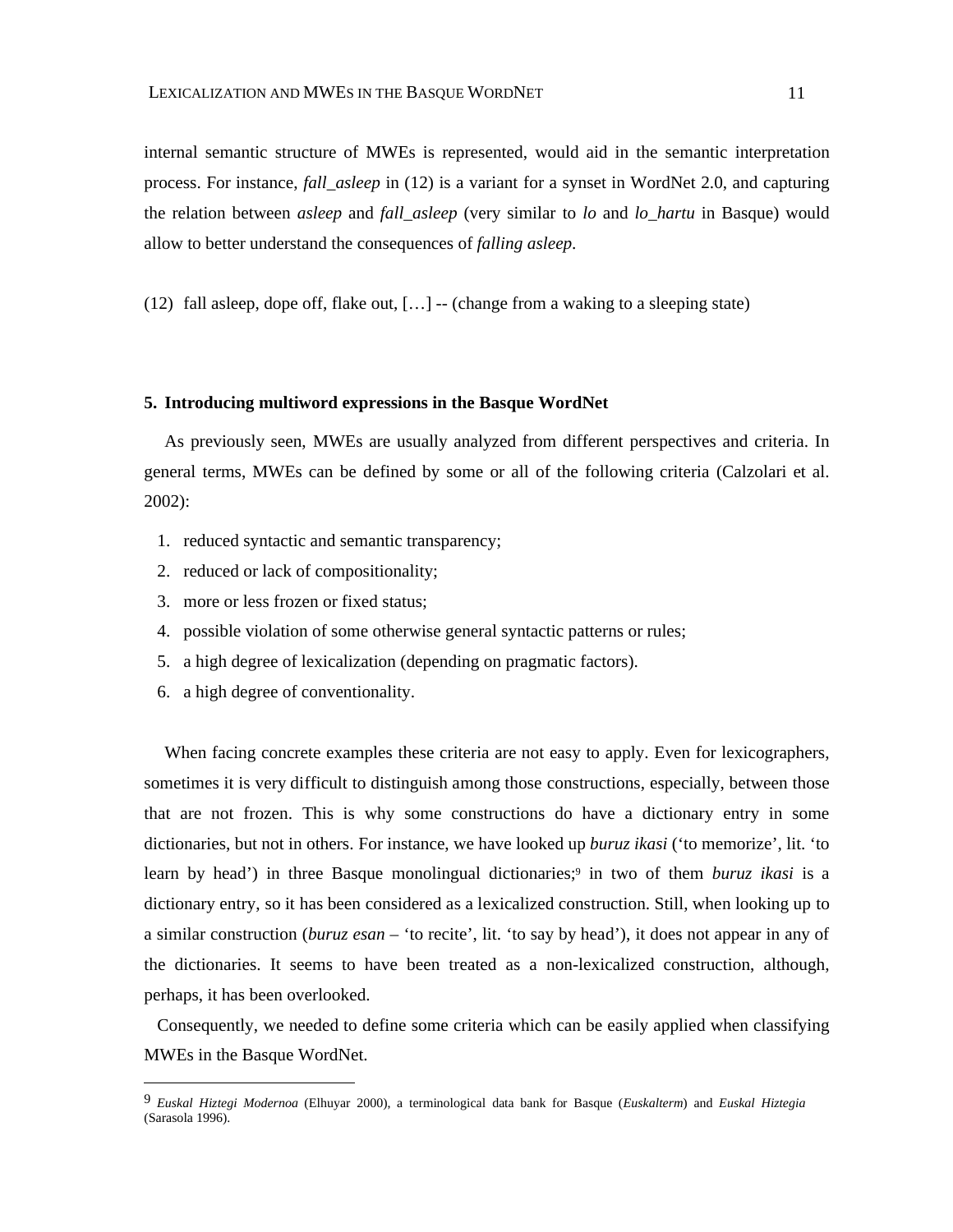internal semantic structure of MWEs is represented, would aid in the semantic interpretation process. For instance, *fall_asleep* in (12) is a variant for a synset in WordNet 2.0, and capturing the relation between *asleep* and *fall_asleep* (very similar to *lo* and *lo_hartu* in Basque) would allow to better understand the consequences of *falling asleep*.

(12) fall asleep, dope off, flake out, […] -- (change from a waking to a sleeping state)

## 5. Introducing multiword expressions in the Basque WordNet

As previously seen, MWEs are usually analyzed from different perspectives and criteria. In general terms, MWEs can be defined by some or all of the following criteria (Calzolari et al. 2002):

1. reduced syntactic and semantic transparency;
2. reduced or lack of compositionality;
3. more or less frozen or fixed status;
4. possible violation of some otherwise general syntactic patterns or rules;
5. a high degree of lexicalization (depending on pragmatic factors).
6. a high degree of conventionality.

When facing concrete examples these criteria are not easy to apply. Even for lexicographers, sometimes it is very difficult to distinguish among those constructions, especially, between those that are not frozen. This is why some constructions do have a dictionary entry in some dictionaries, but not in others. For instance, we have looked up *buruz ikasi* ('to memorize', lit. 'to learn by head') in three Basque monolingual dictionaries;[9] in two of them *buruz ikasi* is a dictionary entry, so it has been considered as a lexicalized construction. Still, when looking up to a similar construction (*buruz esan* – 'to recite', lit. 'to say by head'), it does not appear in any of the dictionaries. It seems to have been treated as a non-lexicalized construction, although, perhaps, it has been overlooked.

Consequently, we needed to define some criteria which can be easily applied when classifying MWEs in the Basque WordNet.

---

[9] *Euskal Hiztegi Modernoa* (Elhuyar 2000), a terminological data bank for Basque (*Euskalterm*) and *Euskal Hiztegia* (Sarasola 1996).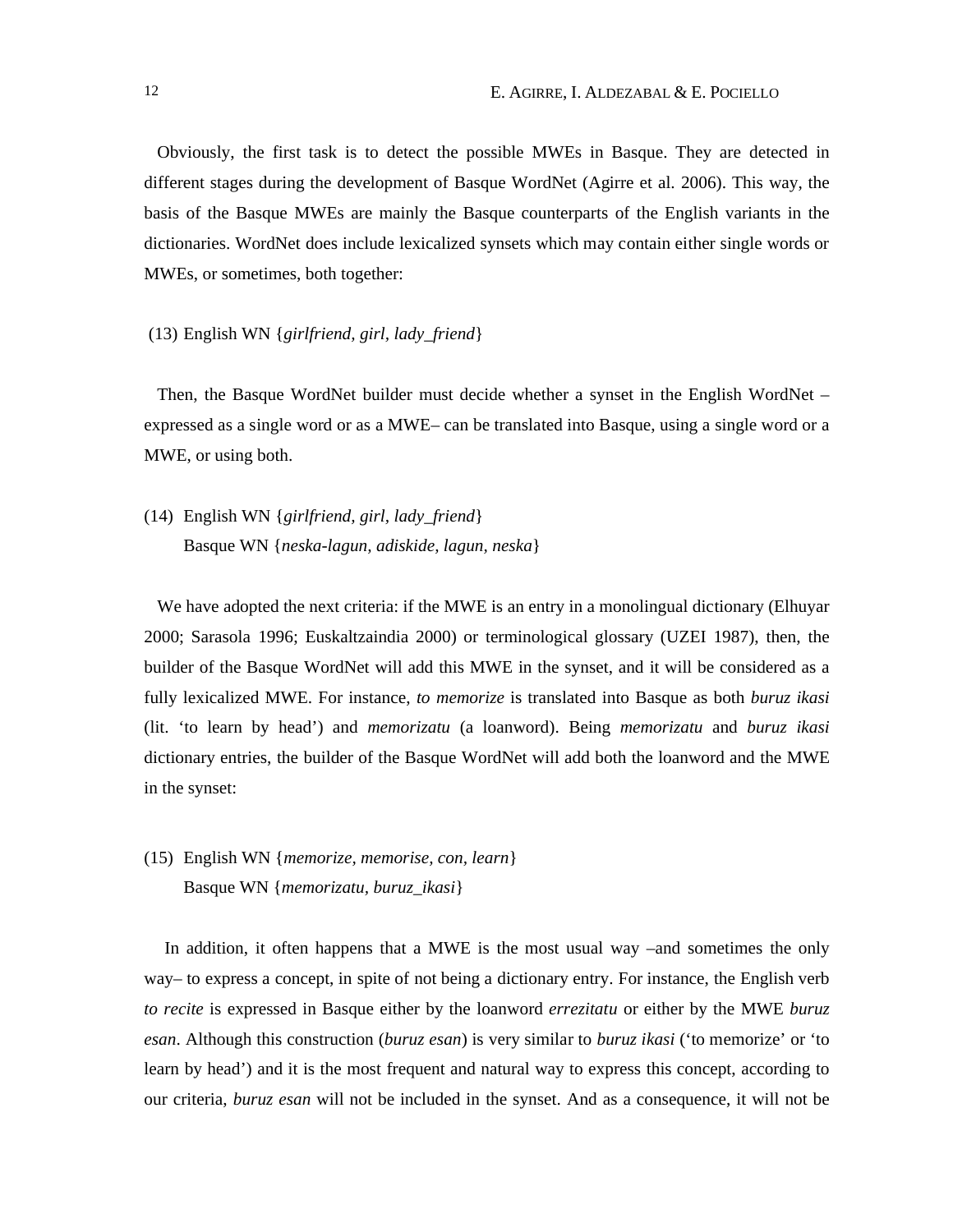Obviously, the first task is to detect the possible MWEs in Basque. They are detected in different stages during the development of Basque WordNet (Agirre et al. 2006). This way, the basis of the Basque MWEs are mainly the Basque counterparts of the English variants in the dictionaries. WordNet does include lexicalized synsets which may contain either single words or MWEs, or sometimes, both together:

(13) English WN {*girlfriend, girl, lady_friend*}

Then, the Basque WordNet builder must decide whether a synset in the English WordNet –expressed as a single word or as a MWE– can be translated into Basque, using a single word or a MWE, or using both.

(14) English WN {*girlfriend, girl, lady_friend*}
Basque WN {*neska-lagun, adiskide, lagun, neska*}

We have adopted the next criteria: if the MWE is an entry in a monolingual dictionary (Elhuyar 2000; Sarasola 1996; Euskaltzaindia 2000) or terminological glossary (UZEI 1987), then, the builder of the Basque WordNet will add this MWE in the synset, and it will be considered as a fully lexicalized MWE. For instance, *to memorize* is translated into Basque as both *buruz ikasi* (lit. 'to learn by head') and *memorizatu* (a loanword). Being *memorizatu* and *buruz ikasi* dictionary entries, the builder of the Basque WordNet will add both the loanword and the MWE in the synset:

(15) English WN {*memorize, memorise, con, learn*}
Basque WN {*memorizatu, buruz_ikasi*}

In addition, it often happens that a MWE is the most usual way –and sometimes the only way– to express a concept, in spite of not being a dictionary entry. For instance, the English verb *to recite* is expressed in Basque either by the loanword *errezitatu* or either by the MWE *buruz esan*. Although this construction (*buruz esan*) is very similar to *buruz ikasi* ('to memorize' or 'to learn by head') and it is the most frequent and natural way to express this concept, according to our criteria, *buruz esan* will not be included in the synset. And as a consequence, it will not be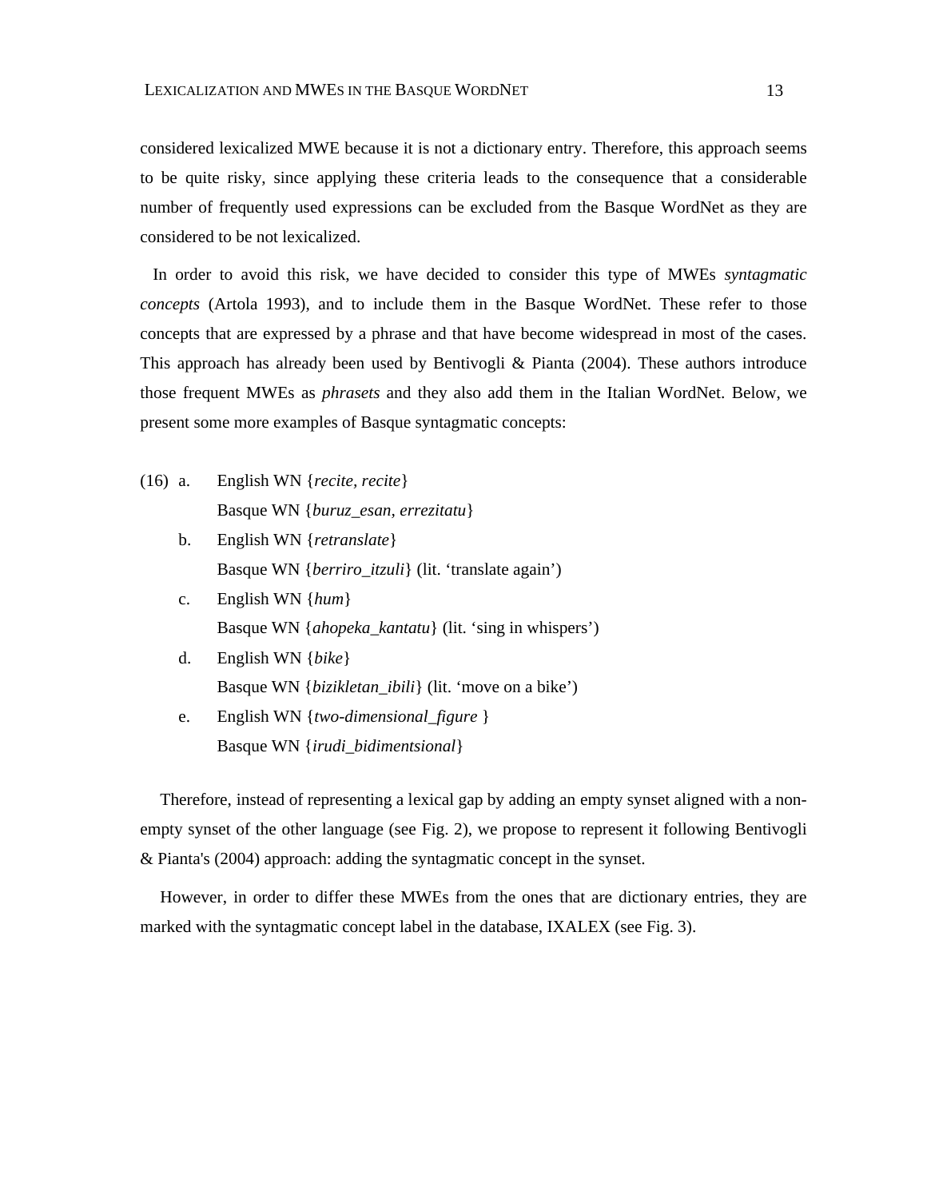considered lexicalized MWE because it is not a dictionary entry. Therefore, this approach seems to be quite risky, since applying these criteria leads to the consequence that a considerable number of frequently used expressions can be excluded from the Basque WordNet as they are considered to be not lexicalized.

In order to avoid this risk, we have decided to consider this type of MWEs *syntagmatic concepts* (Artola 1993), and to include them in the Basque WordNet. These refer to those concepts that are expressed by a phrase and that have become widespread in most of the cases. This approach has already been used by Bentivogli & Pianta (2004). These authors introduce those frequent MWEs as *phrasets* and they also add them in the Italian WordNet. Below, we present some more examples of Basque syntagmatic concepts:

(16) a. English WN {*recite*, *recite*}
    Basque WN {*buruz_esan*, *errezitatu*}

  b. English WN {*retranslate*}
    Basque WN {*berriro_itzuli*} (lit. 'translate again')

  c. English WN {*hum*}
    Basque WN {*ahopeka_kantatu*} (lit. 'sing in whispers')

  d. English WN {*bike*}
    Basque WN {*bizikletan_ibili*} (lit. 'move on a bike')

  e. English WN {*two-dimensional_figure* }
    Basque WN {*irudi_bidimentsional*}

Therefore, instead of representing a lexical gap by adding an empty synset aligned with a non-empty synset of the other language (see Fig. 2), we propose to represent it following Bentivogli & Pianta's (2004) approach: adding the syntagmatic concept in the synset.

However, in order to differ these MWEs from the ones that are dictionary entries, they are marked with the syntagmatic concept label in the database, IXALEX (see Fig. 3).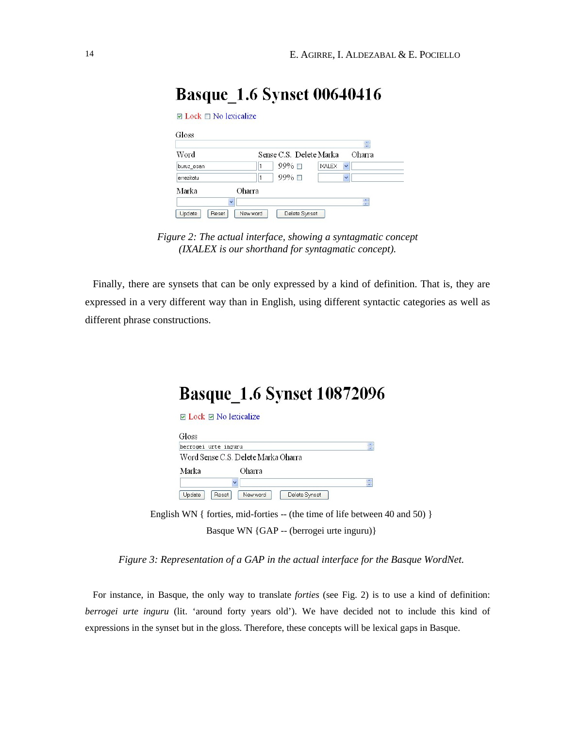# Basque_1.6 Synset 00640416

☑ Lock ☐ No lexicalize

Gloss

| Word | Sense | C.S. | Delete | Marka | Oharra |
|---|---|---|---|---|---|
| buruz_esan | 1 | 99% | ☐ | IXALEX | |
| errezitatu | 1 | 99% | ☐ | | |

Marka Oharra

Update Reset New word Delete Synset

*Figure 2: The actual interface, showing a syntagmatic concept (IXALEX is our shorthand for syntagmatic concept).*

Finally, there are synsets that can be only expressed by a kind of definition. That is, they are expressed in a very different way than in English, using different syntactic categories as well as different phrase constructions.

# Basque_1.6 Synset 10872096

☑ Lock ☑ No lexicalize

Gloss

berrogei urte inguru

Word Sense C.S. Delete Marka Oharra

Marka Oharra

Update Reset New word Delete Synset

English WN { forties, mid-forties -- (the time of life between 40 and 50) }

Basque WN {GAP -- (berrogei urte inguru)}

*Figure 3: Representation of a GAP in the actual interface for the Basque WordNet.*

For instance, in Basque, the only way to translate *forties* (see Fig. 2) is to use a kind of definition: *berrogei urte inguru* (lit. 'around forty years old'). We have decided not to include this kind of expressions in the synset but in the gloss. Therefore, these concepts will be lexical gaps in Basque.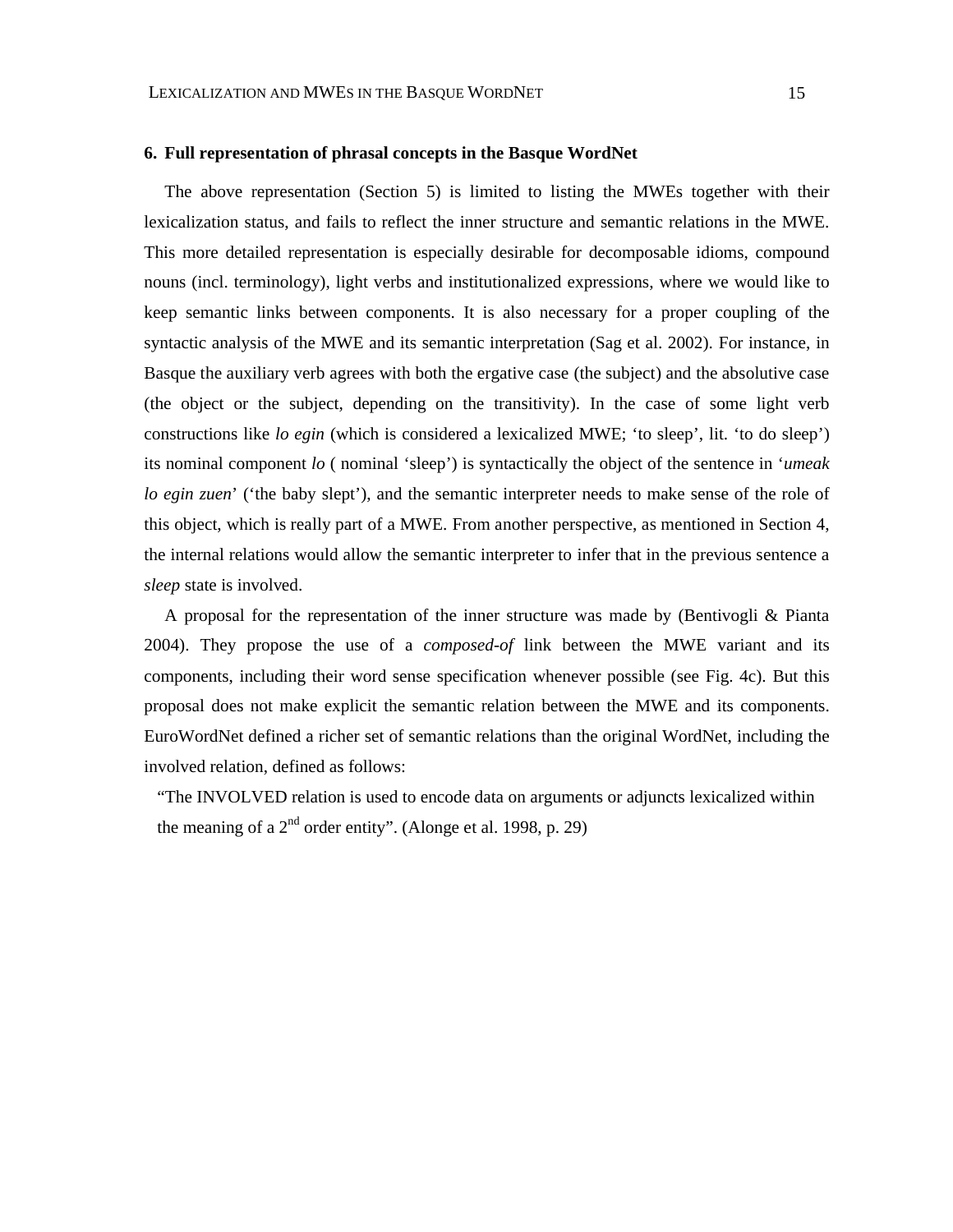## 6. Full representation of phrasal concepts in the Basque WordNet

The above representation (Section 5) is limited to listing the MWEs together with their lexicalization status, and fails to reflect the inner structure and semantic relations in the MWE. This more detailed representation is especially desirable for decomposable idioms, compound nouns (incl. terminology), light verbs and institutionalized expressions, where we would like to keep semantic links between components. It is also necessary for a proper coupling of the syntactic analysis of the MWE and its semantic interpretation (Sag et al. 2002). For instance, in Basque the auxiliary verb agrees with both the ergative case (the subject) and the absolutive case (the object or the subject, depending on the transitivity). In the case of some light verb constructions like *lo egin* (which is considered a lexicalized MWE; 'to sleep', lit. 'to do sleep') its nominal component *lo* ( nominal 'sleep') is syntactically the object of the sentence in '*umeak lo egin zuen*' ('the baby slept'), and the semantic interpreter needs to make sense of the role of this object, which is really part of a MWE. From another perspective, as mentioned in Section 4, the internal relations would allow the semantic interpreter to infer that in the previous sentence a *sleep* state is involved.

A proposal for the representation of the inner structure was made by (Bentivogli & Pianta 2004). They propose the use of a *composed-of* link between the MWE variant and its components, including their word sense specification whenever possible (see Fig. 4c). But this proposal does not make explicit the semantic relation between the MWE and its components. EuroWordNet defined a richer set of semantic relations than the original WordNet, including the involved relation, defined as follows:

> "The INVOLVED relation is used to encode data on arguments or adjuncts lexicalized within the meaning of a 2nd order entity". (Alonge et al. 1998, p. 29)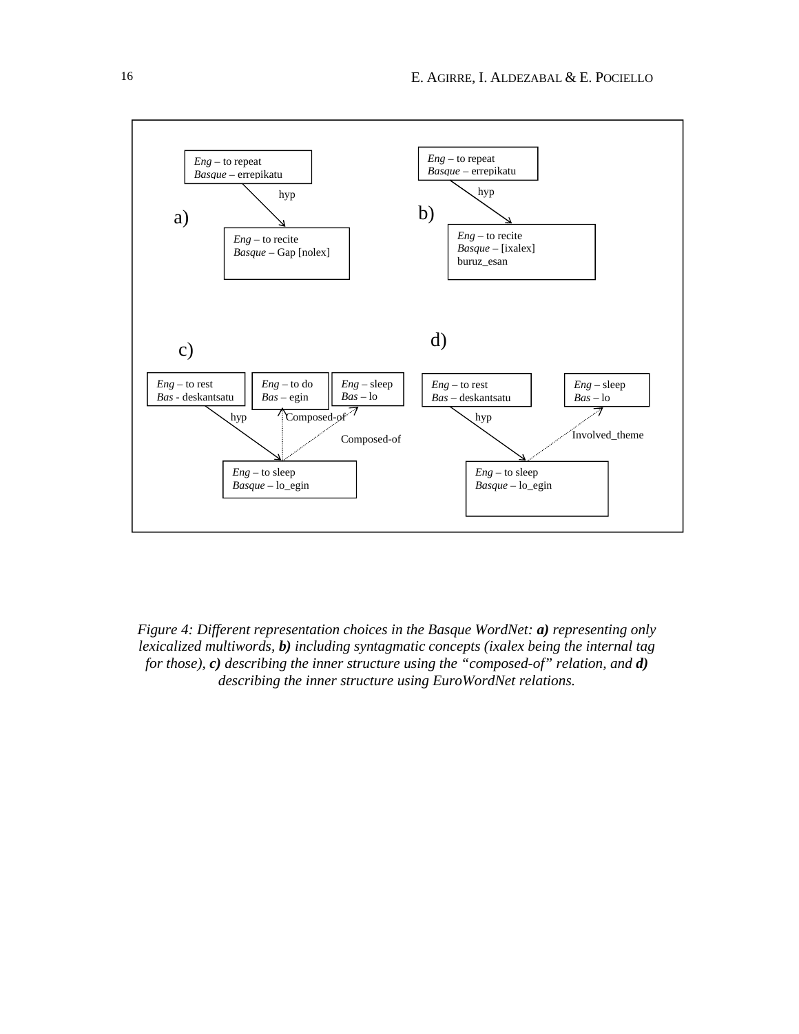a)

*Eng* – to repeat
*Basque* – errepikatu

hyp

*Eng* – to recite
*Basque* – Gap [nolex]

b)

*Eng* – to repeat
*Basque* – errepikatu

hyp

*Eng* – to recite
*Basque* – [ixalex] buruz_esan

c)

*Eng* – to rest
*Bas* - deskantsatu

*Eng* – to do
*Bas* – egin

*Eng* – sleep
*Bas* – lo

hyp

Composed-of

Composed-of

*Eng* – to sleep
*Basque* – lo_egin

d)

*Eng* – to rest
*Bas* – deskantsatu

*Eng* – sleep
*Bas* – lo

hyp

Involved_theme

*Eng* – to sleep
*Basque* – lo_egin

*Figure 4: Different representation choices in the Basque WordNet:* ***a)*** *representing only lexicalized multiwords,* ***b)*** *including syntagmatic concepts (ixalex being the internal tag for those),* ***c)*** *describing the inner structure using the "composed-of" relation, and* ***d)*** *describing the inner structure using EuroWordNet relations.*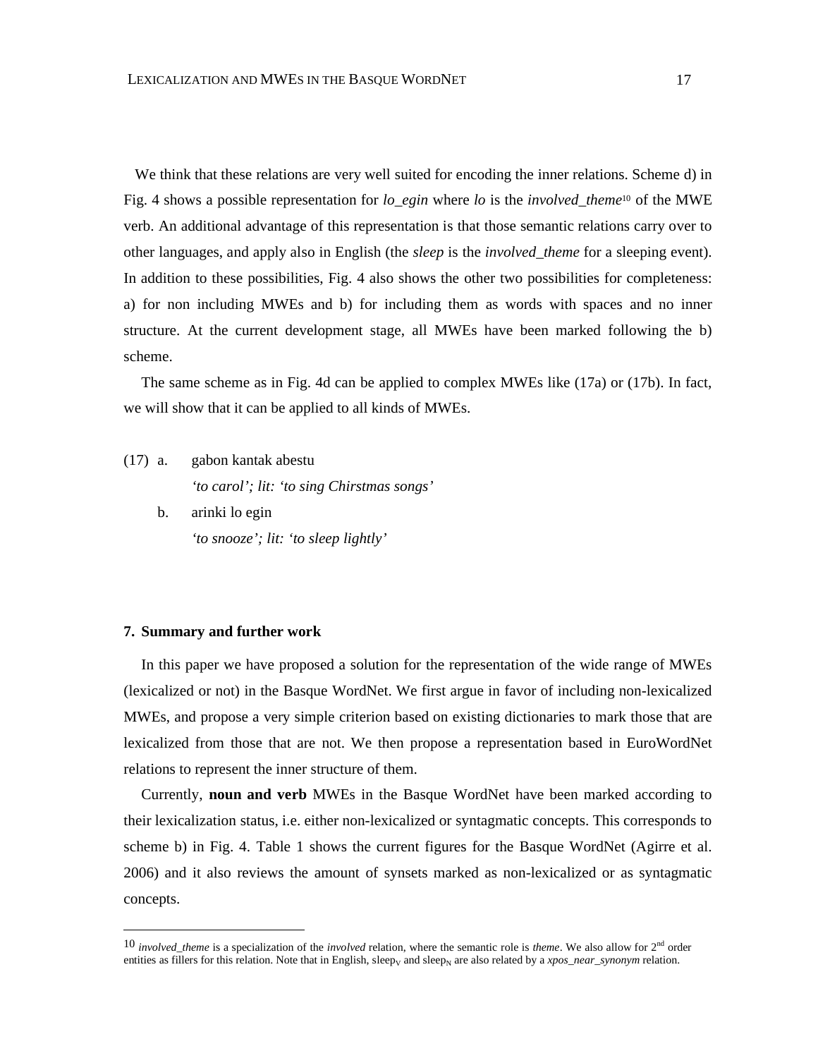We think that these relations are very well suited for encoding the inner relations. Scheme d) in Fig. 4 shows a possible representation for *lo_egin* where *lo* is the *involved_theme*[10] of the MWE verb. An additional advantage of this representation is that those semantic relations carry over to other languages, and apply also in English (the *sleep* is the *involved_theme* for a sleeping event). In addition to these possibilities, Fig. 4 also shows the other two possibilities for completeness: a) for non including MWEs and b) for including them as words with spaces and no inner structure. At the current development stage, all MWEs have been marked following the b) scheme.

The same scheme as in Fig. 4d can be applied to complex MWEs like (17a) or (17b). In fact, we will show that it can be applied to all kinds of MWEs.

(17) a. gabon kantak abestu
*'to carol'; lit: 'to sing Chirstmas songs'*

b. arinki lo egin
*'to snooze'; lit: 'to sleep lightly'*

## 7. Summary and further work

In this paper we have proposed a solution for the representation of the wide range of MWEs (lexicalized or not) in the Basque WordNet. We first argue in favor of including non-lexicalized MWEs, and propose a very simple criterion based on existing dictionaries to mark those that are lexicalized from those that are not. We then propose a representation based in EuroWordNet relations to represent the inner structure of them.

Currently, **noun and verb** MWEs in the Basque WordNet have been marked according to their lexicalization status, i.e. either non-lexicalized or syntagmatic concepts. This corresponds to scheme b) in Fig. 4. Table 1 shows the current figures for the Basque WordNet (Agirre et al. 2006) and it also reviews the amount of synsets marked as non-lexicalized or as syntagmatic concepts.

---

[10] *involved_theme* is a specialization of the *involved* relation, where the semantic role is *theme*. We also allow for 2nd order entities as fillers for this relation. Note that in English, $sleep_V$ and $sleep_N$ are also related by a *xpos_near_synonym* relation.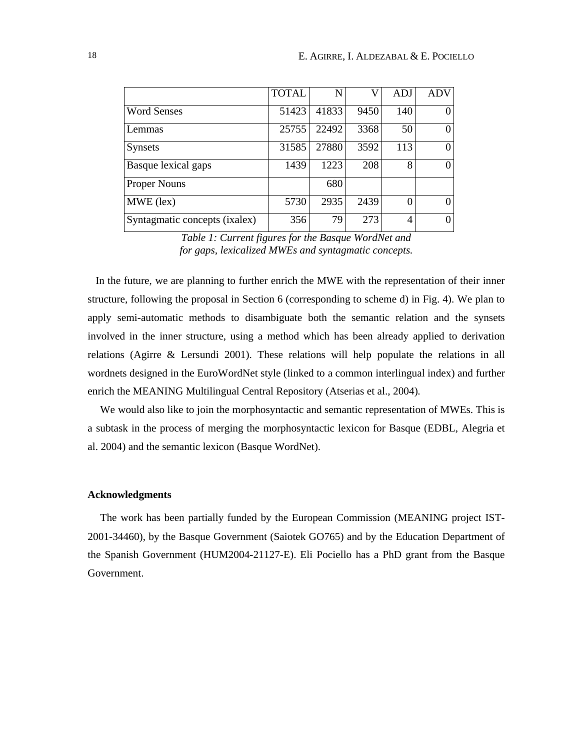| | TOTAL | N | V | ADJ | ADV |
|---|---|---|---|---|---|
| Word Senses | 51423 | 41833 | 9450 | 140 | 0 |
| Lemmas | 25755 | 22492 | 3368 | 50 | 0 |
| Synsets | 31585 | 27880 | 3592 | 113 | 0 |
| Basque lexical gaps | 1439 | 1223 | 208 | 8 | 0 |
| Proper Nouns | | 680 | | | |
| MWE (lex) | 5730 | 2935 | 2439 | 0 | 0 |
| Syntagmatic concepts (ixalex) | 356 | 79 | 273 | 4 | 0 |

*Table 1: Current figures for the Basque WordNet and for gaps, lexicalized MWEs and syntagmatic concepts.*

In the future, we are planning to further enrich the MWE with the representation of their inner structure, following the proposal in Section 6 (corresponding to scheme d) in Fig. 4). We plan to apply semi-automatic methods to disambiguate both the semantic relation and the synsets involved in the inner structure, using a method which has been already applied to derivation relations (Agirre & Lersundi 2001). These relations will help populate the relations in all wordnets designed in the EuroWordNet style (linked to a common interlingual index) and further enrich the MEANING Multilingual Central Repository (Atserias et al., 2004).

We would also like to join the morphosyntactic and semantic representation of MWEs. This is a subtask in the process of merging the morphosyntactic lexicon for Basque (EDBL, Alegria et al. 2004) and the semantic lexicon (Basque WordNet).

### Acknowledgments

The work has been partially funded by the European Commission (MEANING project IST-2001-34460), by the Basque Government (Saiotek GO765) and by the Education Department of the Spanish Government (HUM2004-21127-E). Eli Pociello has a PhD grant from the Basque Government.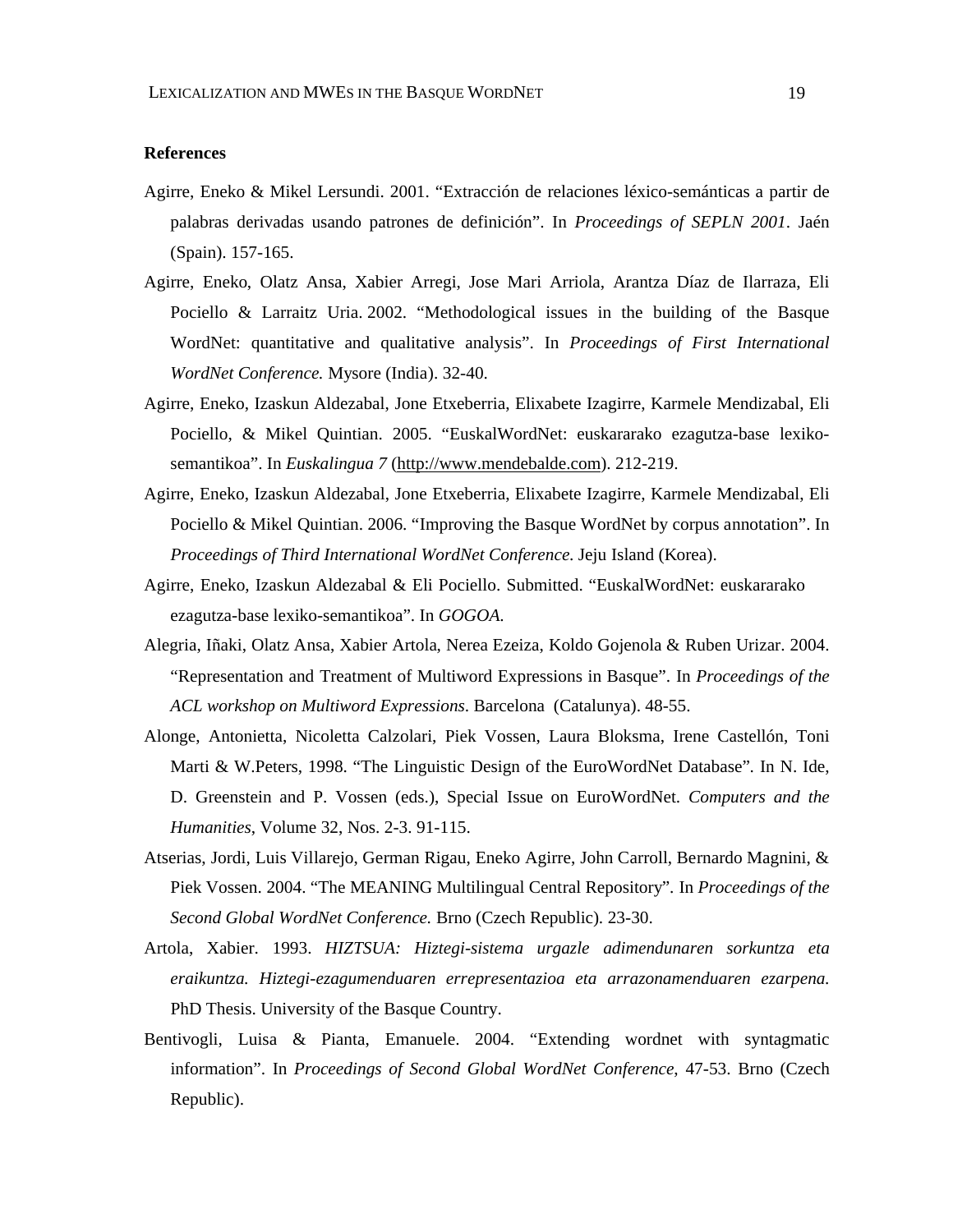## References

Agirre, Eneko & Mikel Lersundi. 2001. "Extracción de relaciones léxico-semánticas a partir de palabras derivadas usando patrones de definición". In *Proceedings of SEPLN 2001*. Jaén (Spain). 157-165.

Agirre, Eneko, Olatz Ansa, Xabier Arregi, Jose Mari Arriola, Arantza Díaz de Ilarraza, Eli Pociello & Larraitz Uria. 2002. "Methodological issues in the building of the Basque WordNet: quantitative and qualitative analysis". In *Proceedings of First International WordNet Conference.* Mysore (India). 32-40.

Agirre, Eneko, Izaskun Aldezabal, Jone Etxeberria, Elixabete Izagirre, Karmele Mendizabal, Eli Pociello, & Mikel Quintian. 2005. "EuskalWordNet: euskararako ezagutza-base lexiko-semantikoa". In *Euskalingua 7* (http://www.mendebalde.com). 212-219.

Agirre, Eneko, Izaskun Aldezabal, Jone Etxeberria, Elixabete Izagirre, Karmele Mendizabal, Eli Pociello & Mikel Quintian. 2006. "Improving the Basque WordNet by corpus annotation". In *Proceedings of Third International WordNet Conference.* Jeju Island (Korea).

Agirre, Eneko, Izaskun Aldezabal & Eli Pociello. Submitted. "EuskalWordNet: euskararako ezagutza-base lexiko-semantikoa". In *GOGOA.*

Alegria, Iñaki, Olatz Ansa, Xabier Artola, Nerea Ezeiza, Koldo Gojenola & Ruben Urizar. 2004. "Representation and Treatment of Multiword Expressions in Basque". In *Proceedings of the ACL workshop on Multiword Expressions*. Barcelona (Catalunya). 48-55.

Alonge, Antonietta, Nicoletta Calzolari, Piek Vossen, Laura Bloksma, Irene Castellón, Toni Marti & W.Peters, 1998. "The Linguistic Design of the EuroWordNet Database". In N. Ide, D. Greenstein and P. Vossen (eds.), Special Issue on EuroWordNet. *Computers and the Humanities*, Volume 32, Nos. 2-3. 91-115.

Atserias, Jordi, Luis Villarejo, German Rigau, Eneko Agirre, John Carroll, Bernardo Magnini, & Piek Vossen. 2004. "The MEANING Multilingual Central Repository". In *Proceedings of the Second Global WordNet Conference.* Brno (Czech Republic). 23-30.

Artola, Xabier. 1993. *HIZTSUA: Hiztegi-sistema urgazle adimendunaren sorkuntza eta eraikuntza. Hiztegi-ezagumenduaren errepresentazioa eta arrazonamenduaren ezarpena.* PhD Thesis. University of the Basque Country.

Bentivogli, Luisa & Pianta, Emanuele. 2004. "Extending wordnet with syntagmatic information". In *Proceedings of Second Global WordNet Conference*, 47-53. Brno (Czech Republic).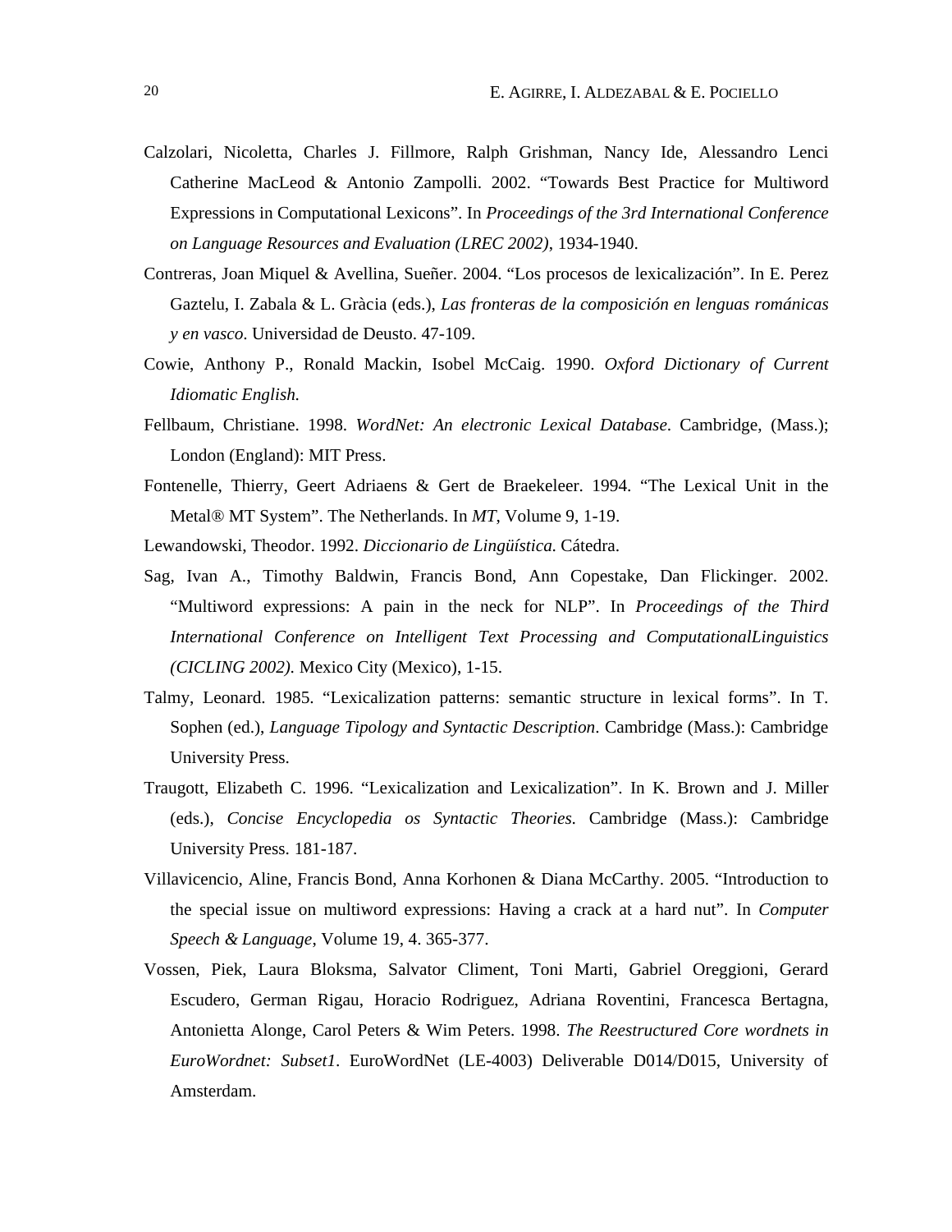Calzolari, Nicoletta, Charles J. Fillmore, Ralph Grishman, Nancy Ide, Alessandro Lenci Catherine MacLeod & Antonio Zampolli. 2002. “Towards Best Practice for Multiword Expressions in Computational Lexicons”. In *Proceedings of the 3rd International Conference on Language Resources and Evaluation (LREC 2002)*, 1934-1940.

Contreras, Joan Miquel & Avellina, Sueñer. 2004. “Los procesos de lexicalización”. In E. Perez Gaztelu, I. Zabala & L. Gràcia (eds.), *Las fronteras de la composición en lenguas románicas y en vasco*. Universidad de Deusto. 47-109.

Cowie, Anthony P., Ronald Mackin, Isobel McCaig. 1990. *Oxford Dictionary of Current Idiomatic English.*

Fellbaum, Christiane. 1998. *WordNet: An electronic Lexical Database*. Cambridge, (Mass.); London (England): MIT Press.

Fontenelle, Thierry, Geert Adriaens & Gert de Braekeleer. 1994. “The Lexical Unit in the Metal® MT System”. The Netherlands. In *MT*, Volume 9, 1-19.

Lewandowski, Theodor. 1992. *Diccionario de Lingüística.* Cátedra.

Sag, Ivan A., Timothy Baldwin, Francis Bond, Ann Copestake, Dan Flickinger. 2002. “Multiword expressions: A pain in the neck for NLP”. In *Proceedings of the Third International Conference on Intelligent Text Processing and ComputationalLinguistics (CICLING 2002).* Mexico City (Mexico), 1-15.

Talmy, Leonard. 1985. “Lexicalization patterns: semantic structure in lexical forms”. In T. Sophen (ed.), *Language Tipology and Syntactic Description*. Cambridge (Mass.): Cambridge University Press.

Traugott, Elizabeth C. 1996. “Lexicalization and Lexicalization”. In K. Brown and J. Miller (eds.), *Concise Encyclopedia os Syntactic Theories.* Cambridge (Mass.): Cambridge University Press. 181-187.

Villavicencio, Aline, Francis Bond, Anna Korhonen & Diana McCarthy. 2005. “Introduction to the special issue on multiword expressions: Having a crack at a hard nut”. In *Computer Speech & Language*, Volume 19, 4. 365-377.

Vossen, Piek, Laura Bloksma, Salvator Climent, Toni Marti, Gabriel Oreggioni, Gerard Escudero, German Rigau, Horacio Rodriguez, Adriana Roventini, Francesca Bertagna, Antonietta Alonge, Carol Peters & Wim Peters. 1998. *The Reestructured Core wordnets in EuroWordnet: Subset1*. EuroWordNet (LE-4003) Deliverable D014/D015, University of Amsterdam.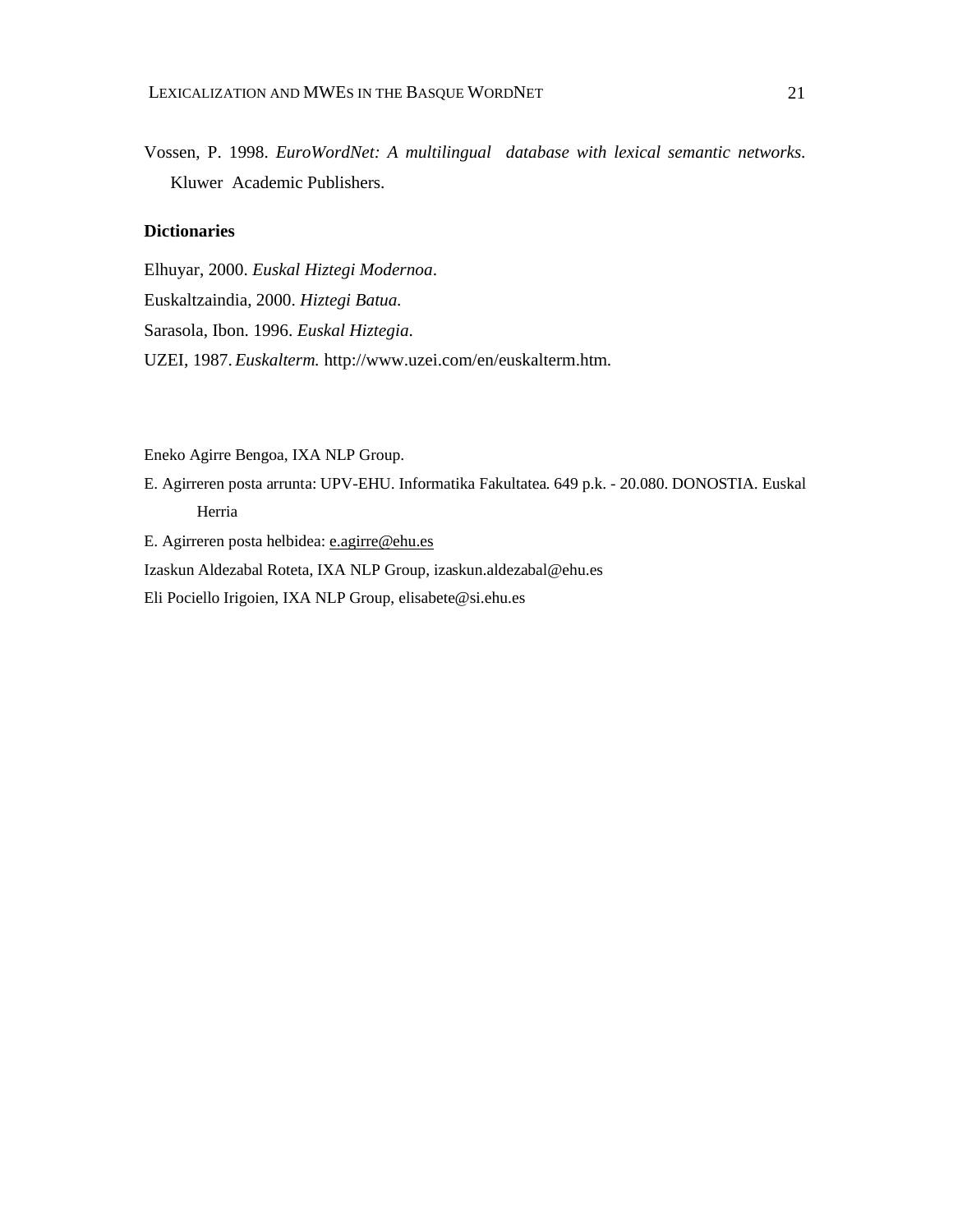Vossen, P. 1998. *EuroWordNet: A multilingual database with lexical semantic networks*. Kluwer Academic Publishers.

**Dictionaries**

Elhuyar, 2000. *Euskal Hiztegi Modernoa*.

Euskaltzaindia, 2000. *Hiztegi Batua.*

Sarasola, Ibon. 1996. *Euskal Hiztegia*.

UZEI, 1987. *Euskalterm.* http://www.uzei.com/en/euskalterm.htm.

Eneko Agirre Bengoa, IXA NLP Group.

E. Agirreren posta arrunta: UPV-EHU. Informatika Fakultatea. 649 p.k. - 20.080. DONOSTIA. Euskal Herria

E. Agirreren posta helbidea: e.agirre@ehu.es

Izaskun Aldezabal Roteta, IXA NLP Group, izaskun.aldezabal@ehu.es

Eli Pociello Irigoien, IXA NLP Group, elisabete@si.ehu.es